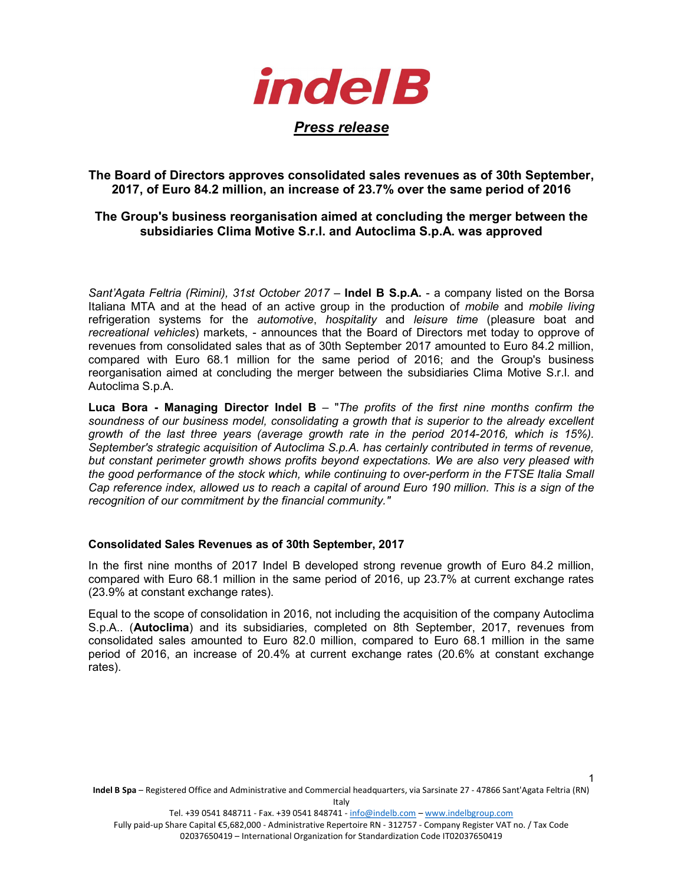# indel B

***Press release***

## The Board of Directors approves consolidated sales revenues as of 30th September, 2017, of Euro 84.2 million, an increase of 23.7% over the same period of 2016

## The Group's business reorganisation aimed at concluding the merger between the subsidiaries Clima Motive S.r.l. and Autoclima S.p.A. was approved

*Sant'Agata Feltria (Rimini), 31st October 2017* – **Indel B S.p.A.** - a company listed on the Borsa Italiana MTA and at the head of an active group in the production of *mobile* and *mobile living* refrigeration systems for the *automotive*, *hospitality* and *leisure time* (pleasure boat and *recreational vehicles*) markets, - announces that the Board of Directors met today to opprove of revenues from consolidated sales that as of 30th September 2017 amounted to Euro 84.2 million, compared with Euro 68.1 million for the same period of 2016; and the Group's business reorganisation aimed at concluding the merger between the subsidiaries Clima Motive S.r.l. and Autoclima S.p.A.

**Luca Bora - Managing Director Indel B** – "*The profits of the first nine months confirm the soundness of our business model, consolidating a growth that is superior to the already excellent growth of the last three years (average growth rate in the period 2014-2016, which is 15%). September's strategic acquisition of Autoclima S.p.A. has certainly contributed in terms of revenue, but constant perimeter growth shows profits beyond expectations. We are also very pleased with the good performance of the stock which, while continuing to over-perform in the FTSE Italia Small Cap reference index, allowed us to reach a capital of around Euro 190 million. This is a sign of the recognition of our commitment by the financial community.*"

### Consolidated Sales Revenues as of 30th September, 2017

In the first nine months of 2017 Indel B developed strong revenue growth of Euro 84.2 million, compared with Euro 68.1 million in the same period of 2016, up 23.7% at current exchange rates (23.9% at constant exchange rates).

Equal to the scope of consolidation in 2016, not including the acquisition of the company Autoclima S.p.A.. (**Autoclima**) and its subsidiaries, completed on 8th September, 2017, revenues from consolidated sales amounted to Euro 82.0 million, compared to Euro 68.1 million in the same period of 2016, an increase of 20.4% at current exchange rates (20.6% at constant exchange rates).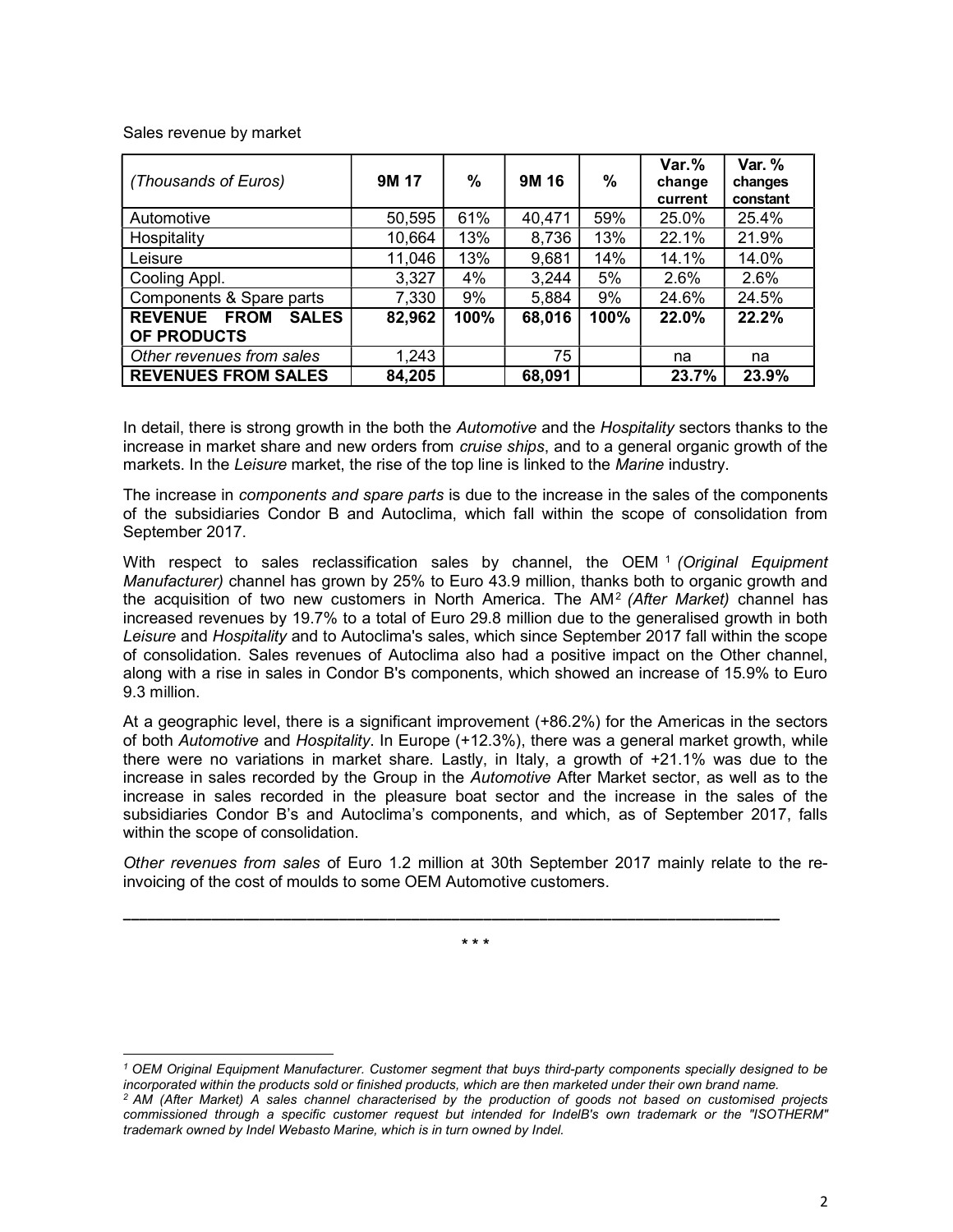Sales revenue by market

| *(Thousands of Euros)* | 9M 17 | % | 9M 16 | % | Var.% change current | Var. % changes constant |
|---|---|---|---|---|---|---|
| Automotive | 50,595 | 61% | 40,471 | 59% | 25.0% | 25.4% |
| Hospitality | 10,664 | 13% | 8,736 | 13% | 22.1% | 21.9% |
| Leisure | 11,046 | 13% | 9,681 | 14% | 14.1% | 14.0% |
| Cooling Appl. | 3,327 | 4% | 3,244 | 5% | 2.6% | 2.6% |
| Components & Spare parts | 7,330 | 9% | 5,884 | 9% | 24.6% | 24.5% |
| **REVENUE FROM SALES OF PRODUCTS** | **82,962** | **100%** | **68,016** | **100%** | **22.0%** | **22.2%** |
| *Other revenues from sales* | 1,243 | | 75 | | na | na |
| **REVENUES FROM SALES** | **84,205** | | **68,091** | | **23.7%** | **23.9%** |

In detail, there is strong growth in the both the *Automotive* and the *Hospitality* sectors thanks to the increase in market share and new orders from *cruise ships*, and to a general organic growth of the markets. In the *Leisure* market, the rise of the top line is linked to the *Marine* industry.

The increase in *components and spare parts* is due to the increase in the sales of the components of the subsidiaries Condor B and Autoclima, which fall within the scope of consolidation from September 2017.

With respect to sales reclassification sales by channel, the OEM [1] *(Original Equipment Manufacturer)* channel has grown by 25% to Euro 43.9 million, thanks both to organic growth and the acquisition of two new customers in North America. The AM [2] *(After Market)* channel has increased revenues by 19.7% to a total of Euro 29.8 million due to the generalised growth in both *Leisure* and *Hospitality* and to Autoclima's sales, which since September 2017 fall within the scope of consolidation. Sales revenues of Autoclima also had a positive impact on the Other channel, along with a rise in sales in Condor B's components, which showed an increase of 15.9% to Euro 9.3 million.

At a geographic level, there is a significant improvement (+86.2%) for the Americas in the sectors of both *Automotive* and *Hospitality*. In Europe (+12.3%), there was a general market growth, while there were no variations in market share. Lastly, in Italy, a growth of +21.1% was due to the increase in sales recorded by the Group in the *Automotive* After Market sector, as well as to the increase in sales recorded in the pleasure boat sector and the increase in the sales of the subsidiaries Condor B's and Autoclima's components, and which, as of September 2017, falls within the scope of consolidation.

*Other revenues from sales* of Euro 1.2 million at 30th September 2017 mainly relate to the re-invoicing of the cost of moulds to some OEM Automotive customers.

---

\* \* \*

---

*[1] OEM Original Equipment Manufacturer. Customer segment that buys third-party components specially designed to be incorporated within the products sold or finished products, which are then marketed under their own brand name.*

*[2] AM (After Market) A sales channel characterised by the production of goods not based on customised projects commissioned through a specific customer request but intended for IndelB's own trademark or the "ISOTHERM" trademark owned by Indel Webasto Marine, which is in turn owned by Indel.*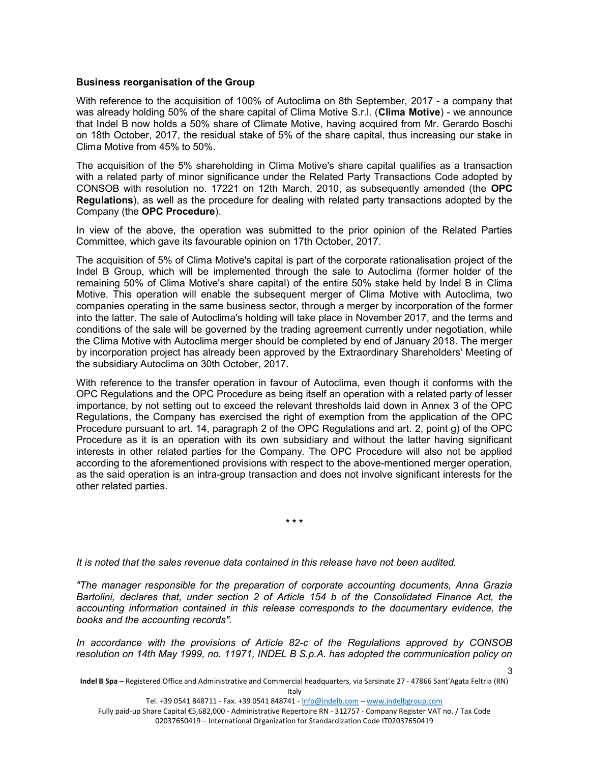**Business reorganisation of the Group**

With reference to the acquisition of 100% of Autoclima on 8th September, 2017 - a company that was already holding 50% of the share capital of Clima Motive S.r.l. (**Clima Motive**) - we announce that Indel B now holds a 50% share of Climate Motive, having acquired from Mr. Gerardo Boschi on 18th October, 2017, the residual stake of 5% of the share capital, thus increasing our stake in Clima Motive from 45% to 50%.

The acquisition of the 5% shareholding in Clima Motive's share capital qualifies as a transaction with a related party of minor significance under the Related Party Transactions Code adopted by CONSOB with resolution no. 17221 on 12th March, 2010, as subsequently amended (the **OPC Regulations**), as well as the procedure for dealing with related party transactions adopted by the Company (the **OPC Procedure**).

In view of the above, the operation was submitted to the prior opinion of the Related Parties Committee, which gave its favourable opinion on 17th October, 2017.

The acquisition of 5% of Clima Motive's capital is part of the corporate rationalisation project of the Indel B Group, which will be implemented through the sale to Autoclima (former holder of the remaining 50% of Clima Motive's share capital) of the entire 50% stake held by Indel B in Clima Motive. This operation will enable the subsequent merger of Clima Motive with Autoclima, two companies operating in the same business sector, through a merger by incorporation of the former into the latter. The sale of Autoclima's holding will take place in November 2017, and the terms and conditions of the sale will be governed by the trading agreement currently under negotiation, while the Clima Motive with Autoclima merger should be completed by end of January 2018. The merger by incorporation project has already been approved by the Extraordinary Shareholders' Meeting of the subsidiary Autoclima on 30th October, 2017.

With reference to the transfer operation in favour of Autoclima, even though it conforms with the OPC Regulations and the OPC Procedure as being itself an operation with a related party of lesser importance, by not setting out to exceed the relevant thresholds laid down in Annex 3 of the OPC Regulations, the Company has exercised the right of exemption from the application of the OPC Procedure pursuant to art. 14, paragraph 2 of the OPC Regulations and art. 2, point g) of the OPC Procedure as it is an operation with its own subsidiary and without the latter having significant interests in other related parties for the Company. The OPC Procedure will also not be applied according to the aforementioned provisions with respect to the above-mentioned merger operation, as the said operation is an intra-group transaction and does not involve significant interests for the other related parties.

\* \* \*

*It is noted that the sales revenue data contained in this release have not been audited.*

*"The manager responsible for the preparation of corporate accounting documents, Anna Grazia Bartolini, declares that, under section 2 of Article 154 b of the Consolidated Finance Act, the accounting information contained in this release corresponds to the documentary evidence, the books and the accounting records".*

*In accordance with the provisions of Article 82-c of the Regulations approved by CONSOB resolution on 14th May 1999, no. 11971, INDEL B S.p.A. has adopted the communication policy on*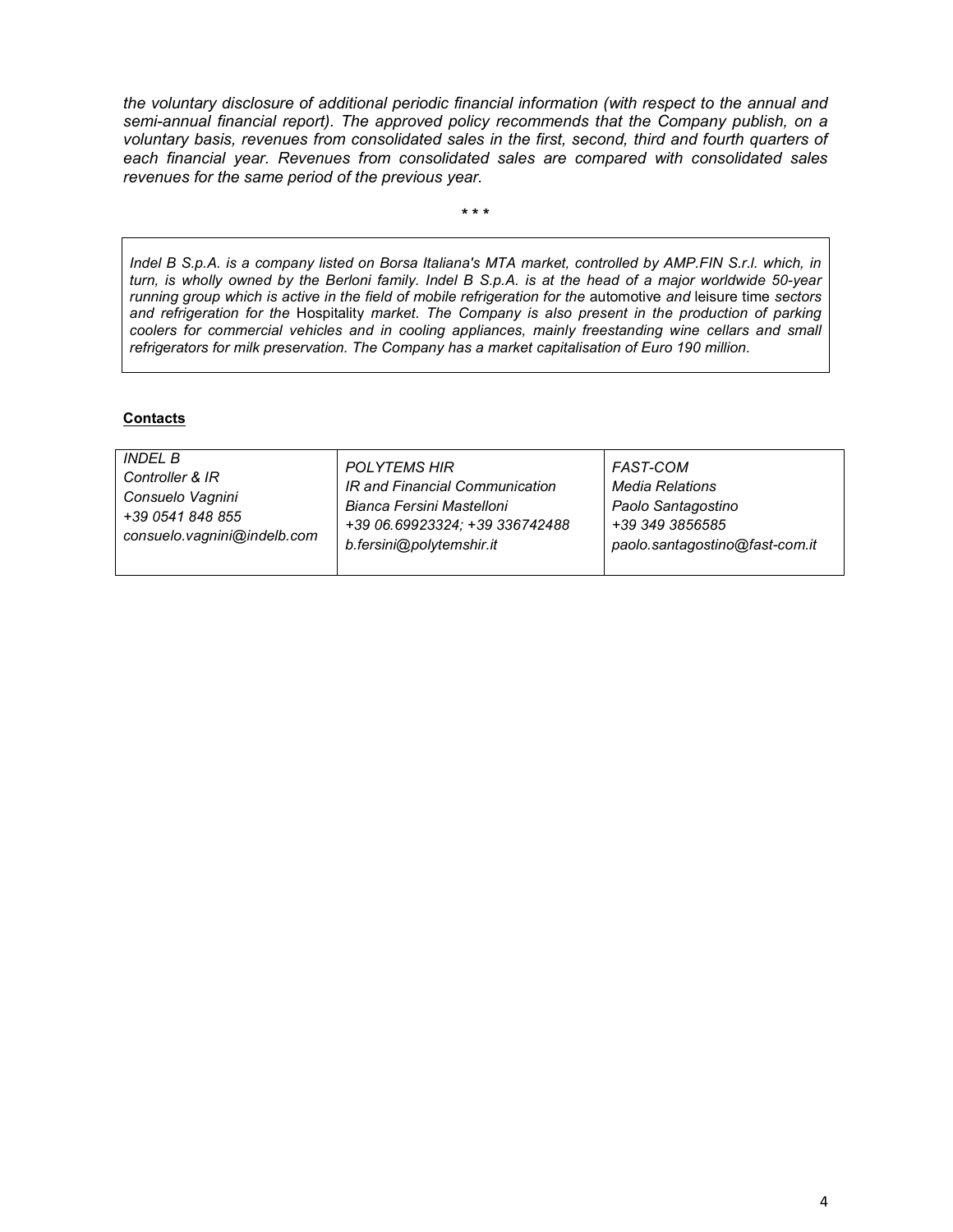*the voluntary disclosure of additional periodic financial information (with respect to the annual and semi-annual financial report). The approved policy recommends that the Company publish, on a voluntary basis, revenues from consolidated sales in the first, second, third and fourth quarters of each financial year. Revenues from consolidated sales are compared with consolidated sales revenues for the same period of the previous year.*

\* \* \*

*Indel B S.p.A. is a company listed on Borsa Italiana's MTA market, controlled by AMP.FIN S.r.l. which, in turn, is wholly owned by the Berloni family. Indel B S.p.A. is at the head of a major worldwide 50-year running group which is active in the field of mobile refrigeration for the* automotive *and* leisure time *sectors and refrigeration for the* Hospitality *market. The Company is also present in the production of parking coolers for commercial vehicles and in cooling appliances, mainly freestanding wine cellars and small refrigerators for milk preservation. The Company has a market capitalisation of Euro 190 million.*

**Contacts**

| | | |
|---|---|---|
| *INDEL B*<br>*Controller & IR*<br>*Consuelo Vagnini*<br>*+39 0541 848 855*<br>*consuelo.vagnini@indelb.com* | *POLYTEMS HIR*<br>*IR and Financial Communication*<br>*Bianca Fersini Mastelloni*<br>*+39 06.69923324; +39 336742488*<br>*b.fersini@polytemshir.it* | *FAST-COM*<br>*Media Relations*<br>*Paolo Santagostino*<br>*+39 349 3856585*<br>*paolo.santagostino@fast-com.it* |